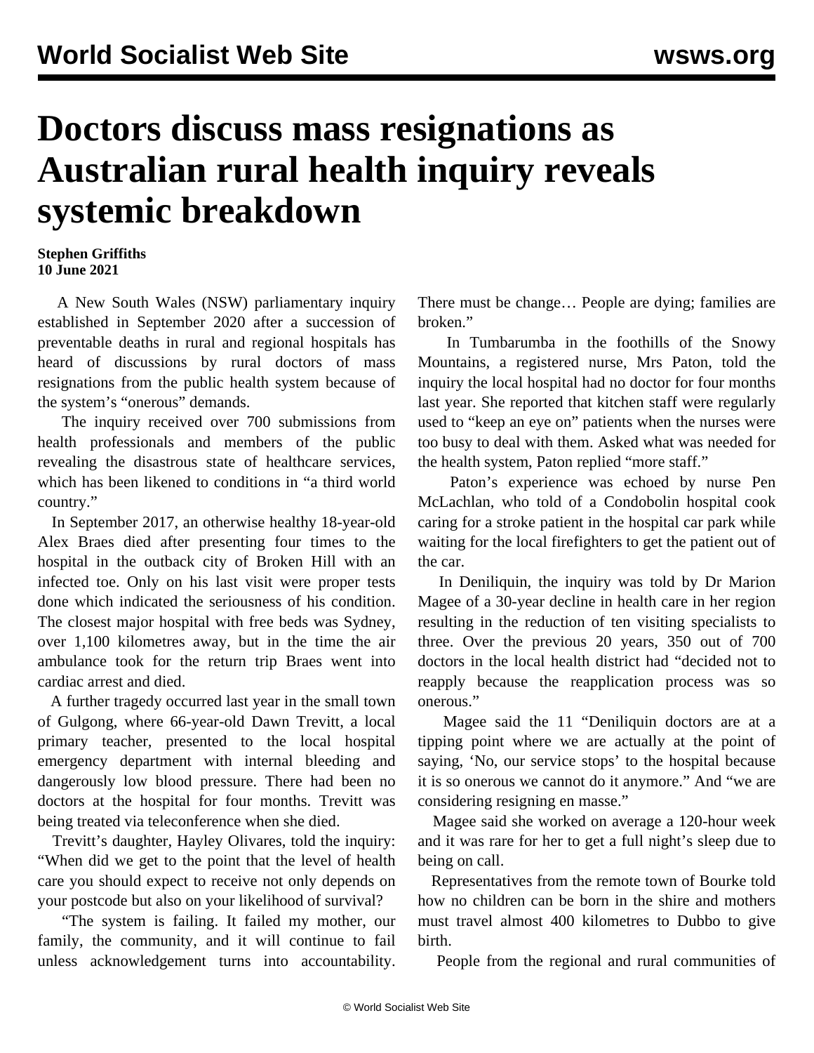# Doctors discuss mass resignations as Australian rural health inquiry reveals systemic breakdown

**Stephen Griffiths**
**10 June 2021**

A New South Wales (NSW) parliamentary inquiry established in September 2020 after a succession of preventable deaths in rural and regional hospitals has heard of discussions by rural doctors of mass resignations from the public health system because of the system's "onerous" demands.

The inquiry received over 700 submissions from health professionals and members of the public revealing the disastrous state of healthcare services, which has been likened to conditions in "a third world country."

In September 2017, an otherwise healthy 18-year-old Alex Braes died after presenting four times to the hospital in the outback city of Broken Hill with an infected toe. Only on his last visit were proper tests done which indicated the seriousness of his condition. The closest major hospital with free beds was Sydney, over 1,100 kilometres away, but in the time the air ambulance took for the return trip Braes went into cardiac arrest and died.

A further tragedy occurred last year in the small town of Gulgong, where 66-year-old Dawn Trevitt, a local primary teacher, presented to the local hospital emergency department with internal bleeding and dangerously low blood pressure. There had been no doctors at the hospital for four months. Trevitt was being treated via teleconference when she died.

Trevitt's daughter, Hayley Olivares, told the inquiry: "When did we get to the point that the level of health care you should expect to receive not only depends on your postcode but also on your likelihood of survival?

"The system is failing. It failed my mother, our family, the community, and it will continue to fail unless acknowledgement turns into accountability. There must be change… People are dying; families are broken."

In Tumbarumba in the foothills of the Snowy Mountains, a registered nurse, Mrs Paton, told the inquiry the local hospital had no doctor for four months last year. She reported that kitchen staff were regularly used to "keep an eye on" patients when the nurses were too busy to deal with them. Asked what was needed for the health system, Paton replied "more staff."

Paton's experience was echoed by nurse Pen McLachlan, who told of a Condobolin hospital cook caring for a stroke patient in the hospital car park while waiting for the local firefighters to get the patient out of the car.

In Deniliquin, the inquiry was told by Dr Marion Magee of a 30-year decline in health care in her region resulting in the reduction of ten visiting specialists to three. Over the previous 20 years, 350 out of 700 doctors in the local health district had "decided not to reapply because the reapplication process was so onerous."

Magee said the 11 "Deniliquin doctors are at a tipping point where we are actually at the point of saying, 'No, our service stops' to the hospital because it is so onerous we cannot do it anymore." And "we are considering resigning en masse."

Magee said she worked on average a 120-hour week and it was rare for her to get a full night's sleep due to being on call.

Representatives from the remote town of Bourke told how no children can be born in the shire and mothers must travel almost 400 kilometres to Dubbo to give birth.

People from the regional and rural communities of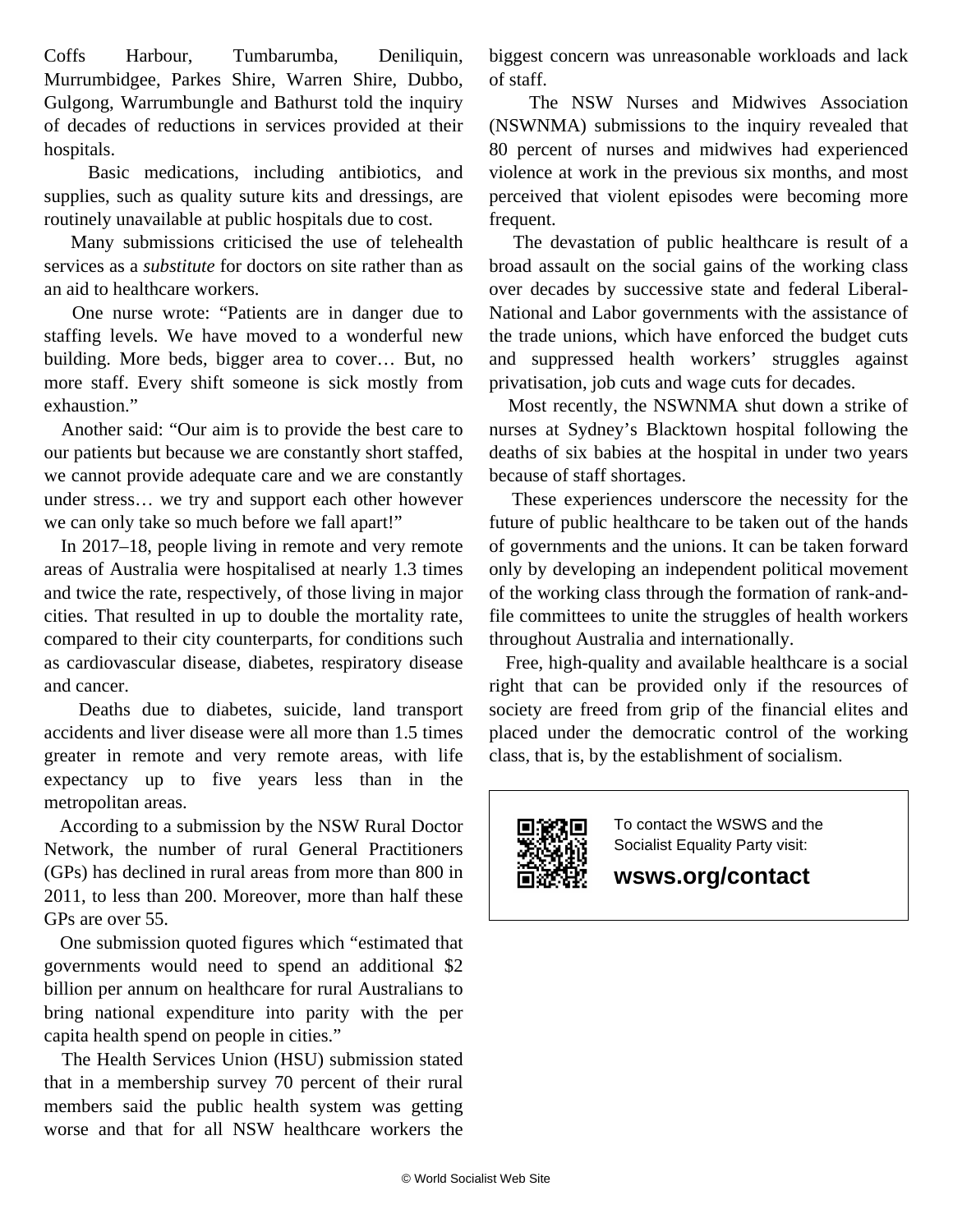Coffs Harbour, Tumbarumba, Deniliquin, Murrumbidgee, Parkes Shire, Warren Shire, Dubbo, Gulgong, Warrumbungle and Bathurst told the inquiry of decades of reductions in services provided at their hospitals.

Basic medications, including antibiotics, and supplies, such as quality suture kits and dressings, are routinely unavailable at public hospitals due to cost.

Many submissions criticised the use of telehealth services as a *substitute* for doctors on site rather than as an aid to healthcare workers.

One nurse wrote: "Patients are in danger due to staffing levels. We have moved to a wonderful new building. More beds, bigger area to cover… But, no more staff. Every shift someone is sick mostly from exhaustion."

Another said: "Our aim is to provide the best care to our patients but because we are constantly short staffed, we cannot provide adequate care and we are constantly under stress… we try and support each other however we can only take so much before we fall apart!"

In 2017–18, people living in remote and very remote areas of Australia were hospitalised at nearly 1.3 times and twice the rate, respectively, of those living in major cities. That resulted in up to double the mortality rate, compared to their city counterparts, for conditions such as cardiovascular disease, diabetes, respiratory disease and cancer.

Deaths due to diabetes, suicide, land transport accidents and liver disease were all more than 1.5 times greater in remote and very remote areas, with life expectancy up to five years less than in the metropolitan areas.

According to a submission by the NSW Rural Doctor Network, the number of rural General Practitioners (GPs) has declined in rural areas from more than 800 in 2011, to less than 200. Moreover, more than half these GPs are over 55.

One submission quoted figures which "estimated that governments would need to spend an additional $2 billion per annum on healthcare for rural Australians to bring national expenditure into parity with the per capita health spend on people in cities."

The Health Services Union (HSU) submission stated that in a membership survey 70 percent of their rural members said the public health system was getting worse and that for all NSW healthcare workers the biggest concern was unreasonable workloads and lack of staff.

The NSW Nurses and Midwives Association (NSWNMA) submissions to the inquiry revealed that 80 percent of nurses and midwives had experienced violence at work in the previous six months, and most perceived that violent episodes were becoming more frequent.

The devastation of public healthcare is result of a broad assault on the social gains of the working class over decades by successive state and federal Liberal-National and Labor governments with the assistance of the trade unions, which have enforced the budget cuts and suppressed health workers' struggles against privatisation, job cuts and wage cuts for decades.

Most recently, the NSWNMA shut down a strike of nurses at Sydney's Blacktown hospital following the deaths of six babies at the hospital in under two years because of staff shortages.

These experiences underscore the necessity for the future of public healthcare to be taken out of the hands of governments and the unions. It can be taken forward only by developing an independent political movement of the working class through the formation of rank-and-file committees to unite the struggles of health workers throughout Australia and internationally.

Free, high-quality and available healthcare is a social right that can be provided only if the resources of society are freed from grip of the financial elites and placed under the democratic control of the working class, that is, by the establishment of socialism.

To contact the WSWS and the Socialist Equality Party visit:

**wsws.org/contact**